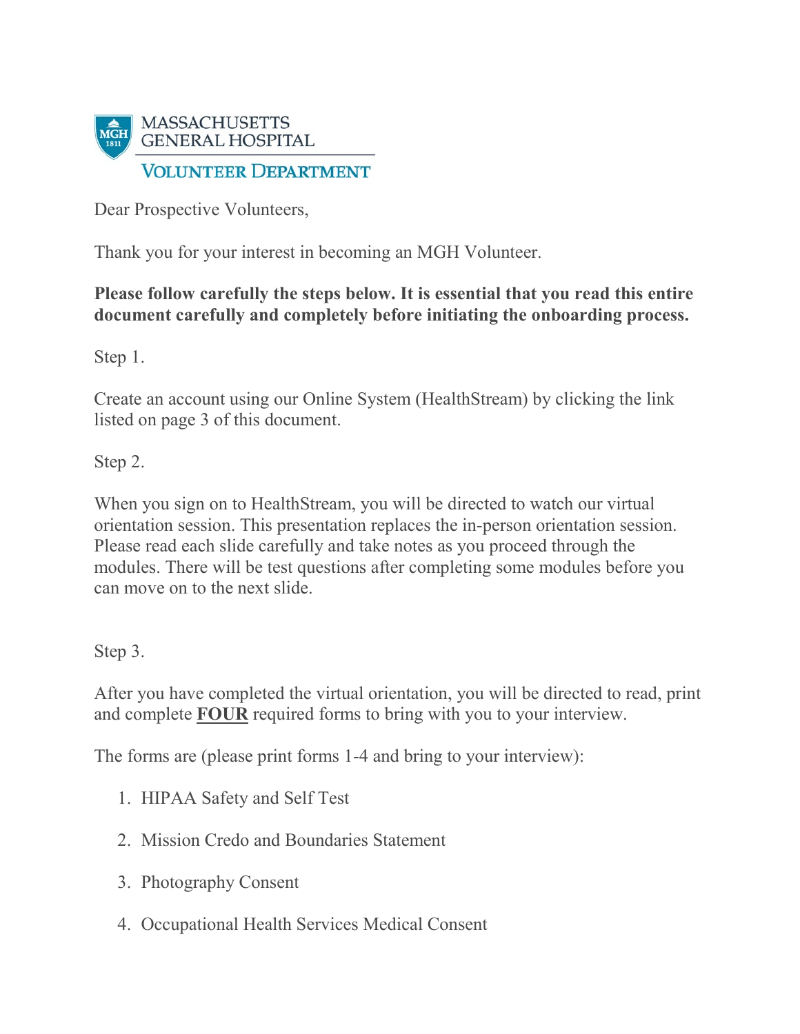MASSACHUSETTS GENERAL HOSPITAL

VOLUNTEER DEPARTMENT

Dear Prospective Volunteers,

Thank you for your interest in becoming an MGH Volunteer.

**Please follow carefully the steps below. It is essential that you read this entire document carefully and completely before initiating the onboarding process.**

Step 1.

Create an account using our Online System (HealthStream) by clicking the link listed on page 3 of this document.

Step 2.

When you sign on to HealthStream, you will be directed to watch our virtual orientation session. This presentation replaces the in-person orientation session. Please read each slide carefully and take notes as you proceed through the modules. There will be test questions after completing some modules before you can move on to the next slide.

Step 3.

After you have completed the virtual orientation, you will be directed to read, print and complete **FOUR** required forms to bring with you to your interview.

The forms are (please print forms 1-4 and bring to your interview):

1. HIPAA Safety and Self Test
2. Mission Credo and Boundaries Statement
3. Photography Consent
4. Occupational Health Services Medical Consent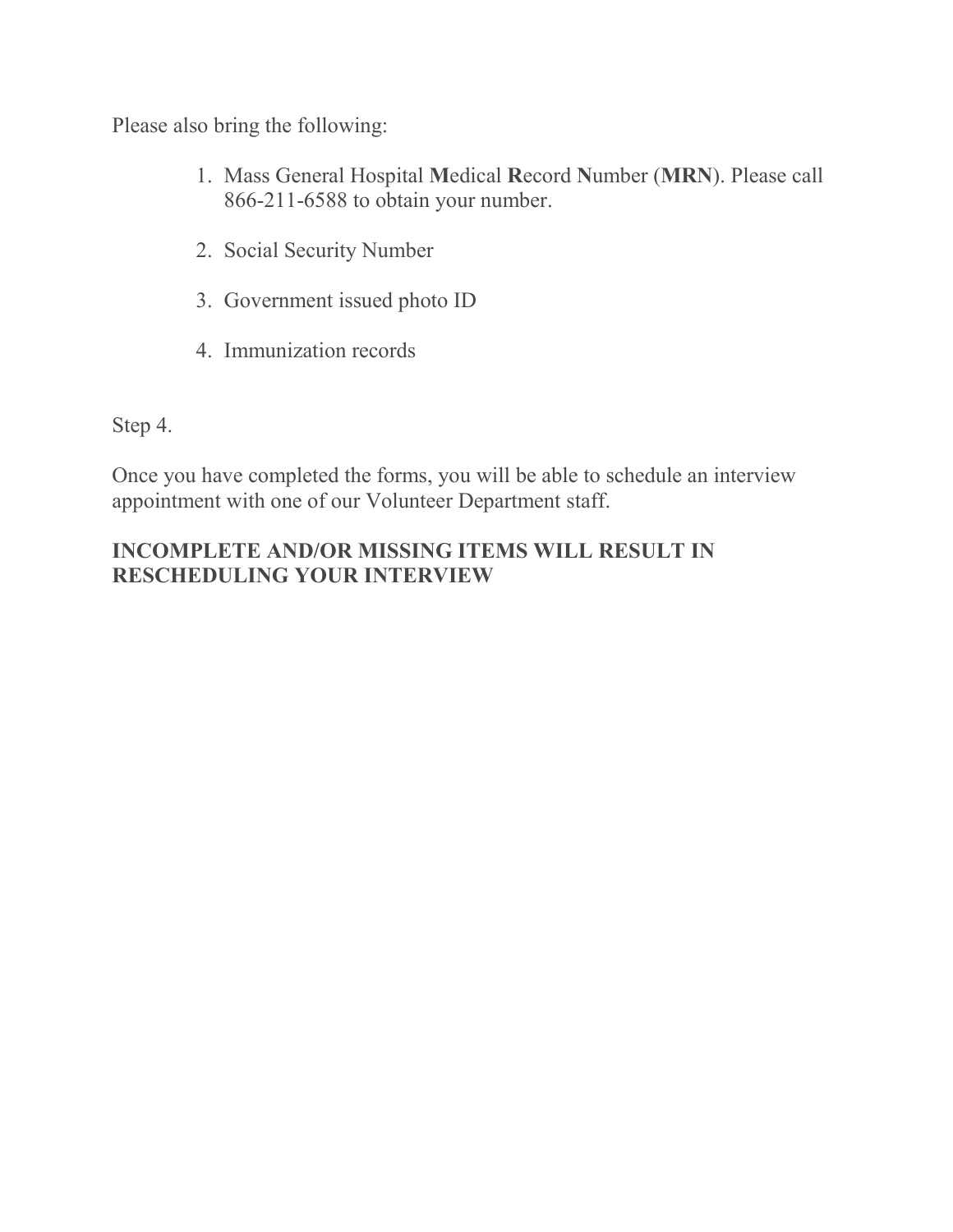Please also bring the following:

1. Mass General Hospital **M**edical **R**ecord **N**umber (**MRN**). Please call 866-211-6588 to obtain your number.

2. Social Security Number

3. Government issued photo ID

4. Immunization records

Step 4.

Once you have completed the forms, you will be able to schedule an interview appointment with one of our Volunteer Department staff.

**INCOMPLETE AND/OR MISSING ITEMS WILL RESULT IN RESCHEDULING YOUR INTERVIEW**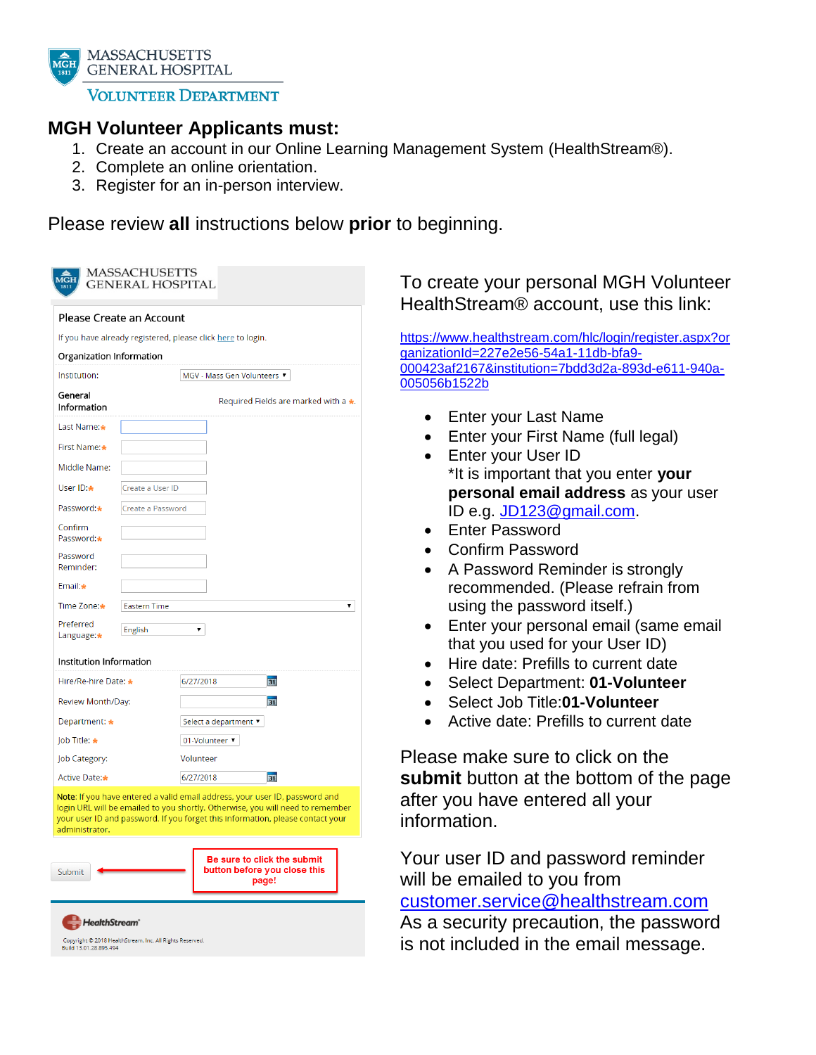MASSACHUSETTS GENERAL HOSPITAL

VOLUNTEER DEPARTMENT

## MGH Volunteer Applicants must:

1. Create an account in our Online Learning Management System (HealthStream®).
2. Complete an online orientation.
3. Register for an in-person interview.

Please review **all** instructions below **prior** to beginning.

MASSACHUSETTS GENERAL HOSPITAL

Please Create an Account

If you have already registered, please click here to login.

Organization Information

Institution: MGV - Mass Gen Volunteers

General Information — Required Fields are marked with a *.

- Last Name:*
- First Name:*
- Middle Name:
- User ID:* Create a User ID
- Password:* Create a Password
- Confirm Password:*
- Password Reminder:
- Email:*
- Time Zone:* Eastern Time
- Preferred Language:* English

Institution Information

- Hire/Re-hire Date:* 6/27/2018
- Review Month/Day:
- Department:* Select a department
- Job Title:* 01-Volunteer
- Job Category: Volunteer
- Active Date:* 6/27/2018

Note: If you have entered a valid email address, your user ID, password and login URL will be emailed to you shortly. Otherwise, you will need to remember your user ID and password. If you forget this information, please contact your administrator.

Submit

**Be sure to click the submit button before you close this page!**

HealthStream

Copyright © 2018 HealthStream, Inc. All Rights Reserved.
Build 13.01.28.895.494

To create your personal MGH Volunteer HealthStream® account, use this link:

https://www.healthstream.com/hlc/login/register.aspx?organizationId=227e2e56-54a1-11db-bfa9-000423af2167&institution=7bdd3d2a-893d-e611-940a-005056b1522b

- Enter your Last Name
- Enter your First Name (full legal)
- Enter your User ID
  *It is important that you enter **your personal email address** as your user ID e.g. JD123@gmail.com.
- Enter Password
- Confirm Password
- A Password Reminder is strongly recommended. (Please refrain from using the password itself.)
- Enter your personal email (same email that you used for your User ID)
- Hire date: Prefills to current date
- Select Department: **01-Volunteer**
- Select Job Title:**01-Volunteer**
- Active date: Prefills to current date

Please make sure to click on the **submit** button at the bottom of the page after you have entered all your information.

Your user ID and password reminder will be emailed to you from customer.service@healthstream.com As a security precaution, the password is not included in the email message.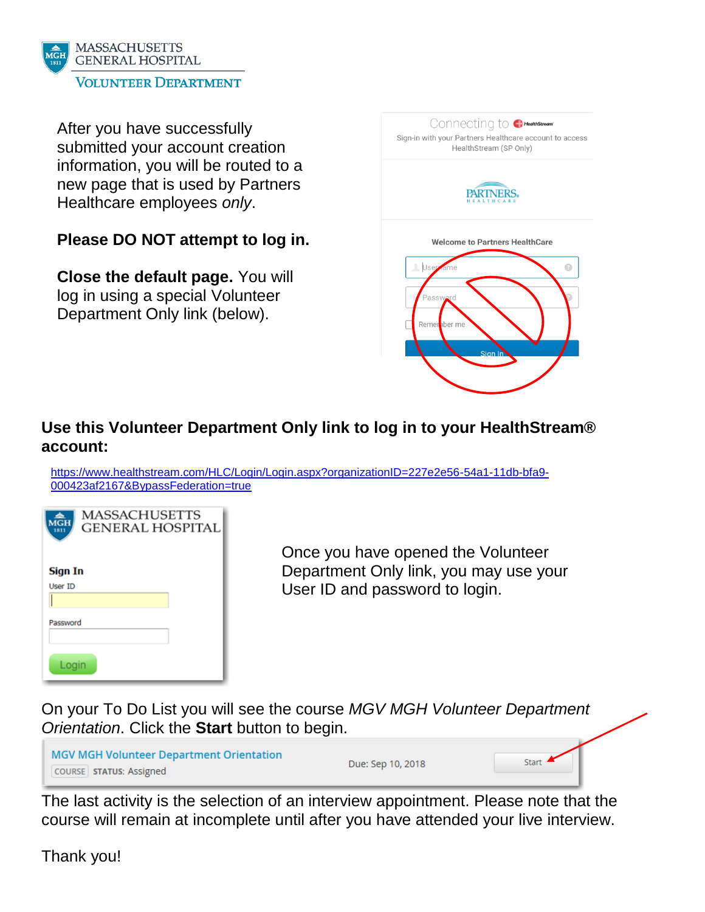MASSACHUSETTS GENERAL HOSPITAL

VOLUNTEER DEPARTMENT

After you have successfully submitted your account creation information, you will be routed to a new page that is used by Partners Healthcare employees *only*.

**Please DO NOT attempt to log in.**

**Close the default page.** You will log in using a special Volunteer Department Only link (below).

**Use this Volunteer Department Only link to log in to your HealthStream® account:**

https://www.healthstream.com/HLC/Login/Login.aspx?organizationID=227e2e56-54a1-11db-bfa9-000423af2167&BypassFederation=true

Once you have opened the Volunteer Department Only link, you may use your User ID and password to login.

On your To Do List you will see the course *MGV MGH Volunteer Department Orientation*. Click the **Start** button to begin.

The last activity is the selection of an interview appointment. Please note that the course will remain at incomplete until after you have attended your live interview.

Thank you!